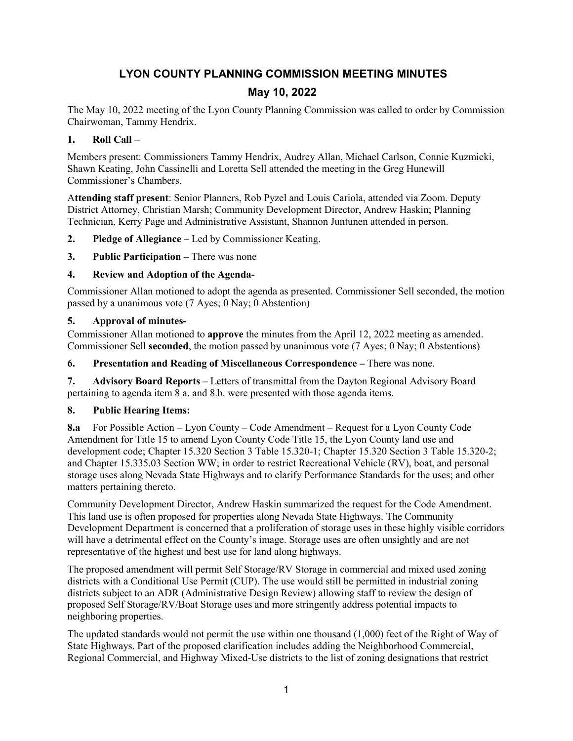# LYON COUNTY PLANNING COMMISSION MEETING MINUTES

## May 10, 2022

The May 10, 2022 meeting of the Lyon County Planning Commission was called to order by Commission Chairwoman, Tammy Hendrix.

**1. Roll Call** –

Members present: Commissioners Tammy Hendrix, Audrey Allan, Michael Carlson, Connie Kuzmicki, Shawn Keating, John Cassinelli and Loretta Sell attended the meeting in the Greg Hunewill Commissioner's Chambers.

A**ttending staff present**: Senior Planners, Rob Pyzel and Louis Cariola, attended via Zoom. Deputy District Attorney, Christian Marsh; Community Development Director, Andrew Haskin; Planning Technician, Kerry Page and Administrative Assistant, Shannon Juntunen attended in person.

**2. Pledge of Allegiance –** Led by Commissioner Keating.

**3. Public Participation –** There was none

**4. Review and Adoption of the Agenda-**

Commissioner Allan motioned to adopt the agenda as presented. Commissioner Sell seconded, the motion passed by a unanimous vote (7 Ayes; 0 Nay; 0 Abstention)

**5. Approval of minutes-**

Commissioner Allan motioned to **approve** the minutes from the April 12, 2022 meeting as amended. Commissioner Sell **seconded**, the motion passed by unanimous vote (7 Ayes; 0 Nay; 0 Abstentions)

**6. Presentation and Reading of Miscellaneous Correspondence –** There was none.

**7. Advisory Board Reports –** Letters of transmittal from the Dayton Regional Advisory Board pertaining to agenda item 8 a. and 8.b. were presented with those agenda items.

**8. Public Hearing Items:**

**8.a** For Possible Action – Lyon County – Code Amendment – Request for a Lyon County Code Amendment for Title 15 to amend Lyon County Code Title 15, the Lyon County land use and development code; Chapter 15.320 Section 3 Table 15.320-1; Chapter 15.320 Section 3 Table 15.320-2; and Chapter 15.335.03 Section WW; in order to restrict Recreational Vehicle (RV), boat, and personal storage uses along Nevada State Highways and to clarify Performance Standards for the uses; and other matters pertaining thereto.

Community Development Director, Andrew Haskin summarized the request for the Code Amendment. This land use is often proposed for properties along Nevada State Highways. The Community Development Department is concerned that a proliferation of storage uses in these highly visible corridors will have a detrimental effect on the County's image. Storage uses are often unsightly and are not representative of the highest and best use for land along highways.

The proposed amendment will permit Self Storage/RV Storage in commercial and mixed used zoning districts with a Conditional Use Permit (CUP). The use would still be permitted in industrial zoning districts subject to an ADR (Administrative Design Review) allowing staff to review the design of proposed Self Storage/RV/Boat Storage uses and more stringently address potential impacts to neighboring properties.

The updated standards would not permit the use within one thousand (1,000) feet of the Right of Way of State Highways. Part of the proposed clarification includes adding the Neighborhood Commercial, Regional Commercial, and Highway Mixed-Use districts to the list of zoning designations that restrict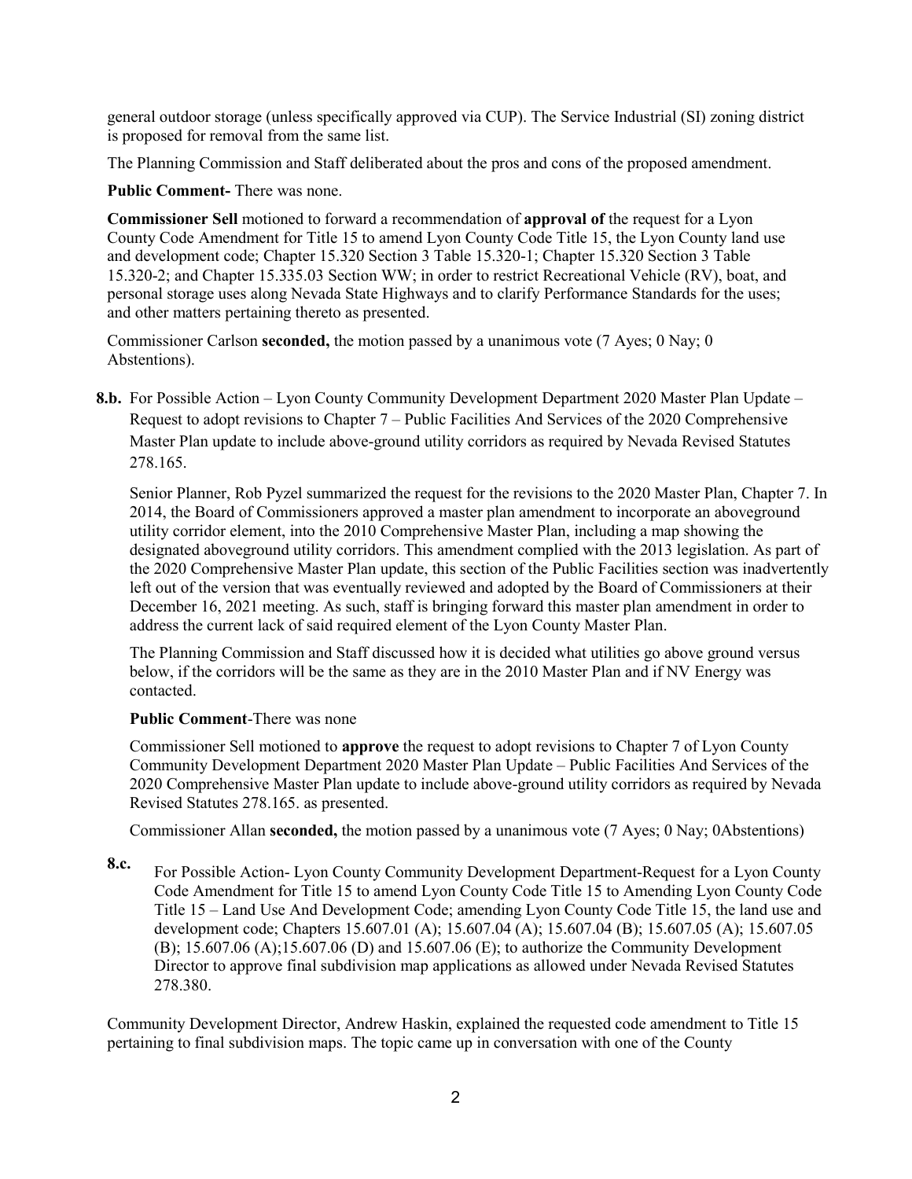general outdoor storage (unless specifically approved via CUP). The Service Industrial (SI) zoning district is proposed for removal from the same list.

The Planning Commission and Staff deliberated about the pros and cons of the proposed amendment.

**Public Comment-** There was none.

**Commissioner Sell** motioned to forward a recommendation of **approval of** the request for a Lyon County Code Amendment for Title 15 to amend Lyon County Code Title 15, the Lyon County land use and development code; Chapter 15.320 Section 3 Table 15.320-1; Chapter 15.320 Section 3 Table 15.320-2; and Chapter 15.335.03 Section WW; in order to restrict Recreational Vehicle (RV), boat, and personal storage uses along Nevada State Highways and to clarify Performance Standards for the uses; and other matters pertaining thereto as presented.

Commissioner Carlson **seconded,** the motion passed by a unanimous vote (7 Ayes; 0 Nay; 0 Abstentions).

**8.b.** For Possible Action – Lyon County Community Development Department 2020 Master Plan Update – Request to adopt revisions to Chapter 7 – Public Facilities And Services of the 2020 Comprehensive Master Plan update to include above-ground utility corridors as required by Nevada Revised Statutes 278.165.

Senior Planner, Rob Pyzel summarized the request for the revisions to the 2020 Master Plan, Chapter 7. In 2014, the Board of Commissioners approved a master plan amendment to incorporate an aboveground utility corridor element, into the 2010 Comprehensive Master Plan, including a map showing the designated aboveground utility corridors. This amendment complied with the 2013 legislation. As part of the 2020 Comprehensive Master Plan update, this section of the Public Facilities section was inadvertently left out of the version that was eventually reviewed and adopted by the Board of Commissioners at their December 16, 2021 meeting. As such, staff is bringing forward this master plan amendment in order to address the current lack of said required element of the Lyon County Master Plan.

The Planning Commission and Staff discussed how it is decided what utilities go above ground versus below, if the corridors will be the same as they are in the 2010 Master Plan and if NV Energy was contacted.

**Public Comment**-There was none

Commissioner Sell motioned to **approve** the request to adopt revisions to Chapter 7 of Lyon County Community Development Department 2020 Master Plan Update – Public Facilities And Services of the 2020 Comprehensive Master Plan update to include above-ground utility corridors as required by Nevada Revised Statutes 278.165. as presented.

Commissioner Allan **seconded,** the motion passed by a unanimous vote (7 Ayes; 0 Nay; 0Abstentions)

**8.c.** For Possible Action- Lyon County Community Development Department-Request for a Lyon County Code Amendment for Title 15 to amend Lyon County Code Title 15 to Amending Lyon County Code Title 15 – Land Use And Development Code; amending Lyon County Code Title 15, the land use and development code; Chapters 15.607.01 (A); 15.607.04 (A); 15.607.04 (B); 15.607.05 (A); 15.607.05 (B); 15.607.06 (A);15.607.06 (D) and 15.607.06 (E); to authorize the Community Development Director to approve final subdivision map applications as allowed under Nevada Revised Statutes 278.380.

Community Development Director, Andrew Haskin, explained the requested code amendment to Title 15 pertaining to final subdivision maps. The topic came up in conversation with one of the County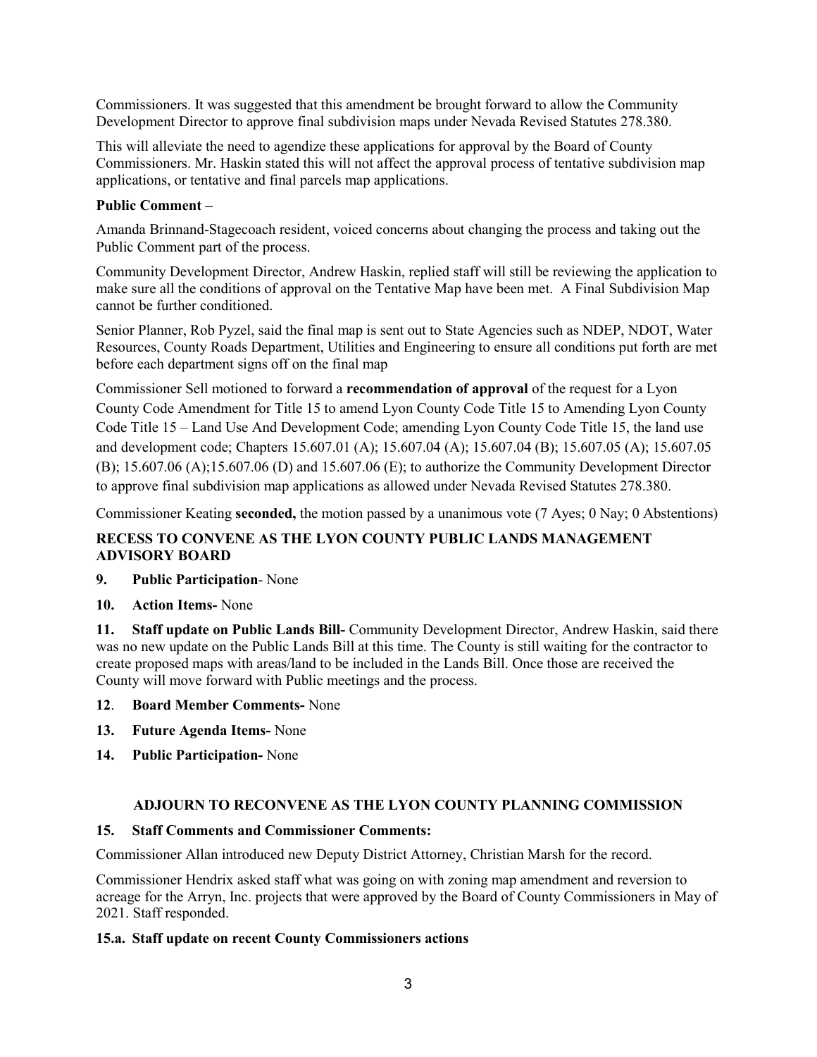Commissioners. It was suggested that this amendment be brought forward to allow the Community Development Director to approve final subdivision maps under Nevada Revised Statutes 278.380.

This will alleviate the need to agendize these applications for approval by the Board of County Commissioners. Mr. Haskin stated this will not affect the approval process of tentative subdivision map applications, or tentative and final parcels map applications.

**Public Comment –**

Amanda Brinnand-Stagecoach resident, voiced concerns about changing the process and taking out the Public Comment part of the process.

Community Development Director, Andrew Haskin, replied staff will still be reviewing the application to make sure all the conditions of approval on the Tentative Map have been met. A Final Subdivision Map cannot be further conditioned.

Senior Planner, Rob Pyzel, said the final map is sent out to State Agencies such as NDEP, NDOT, Water Resources, County Roads Department, Utilities and Engineering to ensure all conditions put forth are met before each department signs off on the final map

Commissioner Sell motioned to forward a **recommendation of approval** of the request for a Lyon County Code Amendment for Title 15 to amend Lyon County Code Title 15 to Amending Lyon County Code Title 15 – Land Use And Development Code; amending Lyon County Code Title 15, the land use and development code; Chapters 15.607.01 (A); 15.607.04 (A); 15.607.04 (B); 15.607.05 (A); 15.607.05 (B); 15.607.06 (A);15.607.06 (D) and 15.607.06 (E); to authorize the Community Development Director to approve final subdivision map applications as allowed under Nevada Revised Statutes 278.380.

Commissioner Keating **seconded,** the motion passed by a unanimous vote (7 Ayes; 0 Nay; 0 Abstentions)

## RECESS TO CONVENE AS THE LYON COUNTY PUBLIC LANDS MANAGEMENT ADVISORY BOARD

**9. Public Participation**- None

**10. Action Items-** None

**11. Staff update on Public Lands Bill-** Community Development Director, Andrew Haskin, said there was no new update on the Public Lands Bill at this time. The County is still waiting for the contractor to create proposed maps with areas/land to be included in the Lands Bill. Once those are received the County will move forward with Public meetings and the process.

**12. Board Member Comments-** None

**13. Future Agenda Items-** None

**14. Public Participation-** None

## ADJOURN TO RECONVENE AS THE LYON COUNTY PLANNING COMMISSION

**15. Staff Comments and Commissioner Comments:**

Commissioner Allan introduced new Deputy District Attorney, Christian Marsh for the record.

Commissioner Hendrix asked staff what was going on with zoning map amendment and reversion to acreage for the Arryn, Inc. projects that were approved by the Board of County Commissioners in May of 2021. Staff responded.

**15.a. Staff update on recent County Commissioners actions**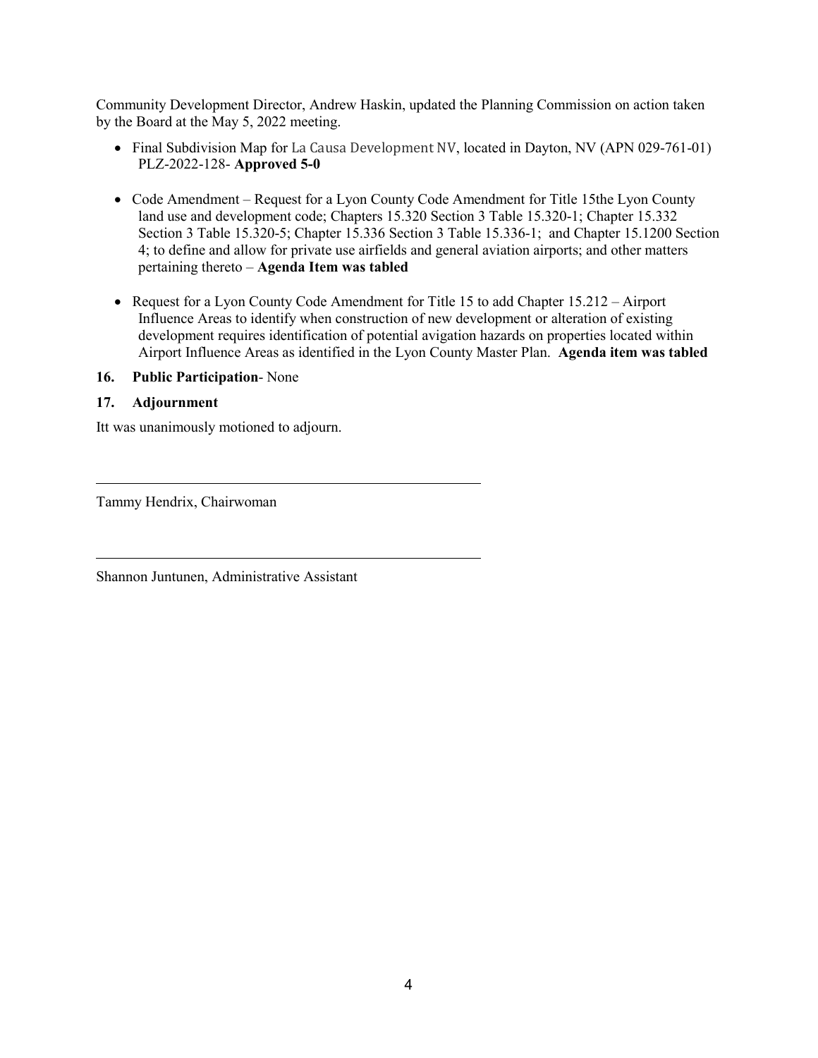Community Development Director, Andrew Haskin, updated the Planning Commission on action taken by the Board at the May 5, 2022 meeting.

- Final Subdivision Map for La Causa Development NV, located in Dayton, NV (APN 029-761-01) PLZ-2022-128- **Approved 5-0**
- Code Amendment – Request for a Lyon County Code Amendment for Title 15the Lyon County land use and development code; Chapters 15.320 Section 3 Table 15.320-1; Chapter 15.332 Section 3 Table 15.320-5; Chapter 15.336 Section 3 Table 15.336-1; and Chapter 15.1200 Section 4; to define and allow for private use airfields and general aviation airports; and other matters pertaining thereto – **Agenda Item was tabled**
- Request for a Lyon County Code Amendment for Title 15 to add Chapter 15.212 – Airport Influence Areas to identify when construction of new development or alteration of existing development requires identification of potential avigation hazards on properties located within Airport Influence Areas as identified in the Lyon County Master Plan. **Agenda item was tabled**

**16. Public Participation**- None

**17. Adjournment**

Itt was unanimously motioned to adjourn.

\_\_\_\_\_\_\_\_\_\_\_\_\_\_\_\_\_\_\_\_\_\_\_\_\_\_\_\_\_\_\_\_\_\_\_\_\_\_\_\_\_\_\_\_

Tammy Hendrix, Chairwoman

\_\_\_\_\_\_\_\_\_\_\_\_\_\_\_\_\_\_\_\_\_\_\_\_\_\_\_\_\_\_\_\_\_\_\_\_\_\_\_\_\_\_\_\_

Shannon Juntunen, Administrative Assistant